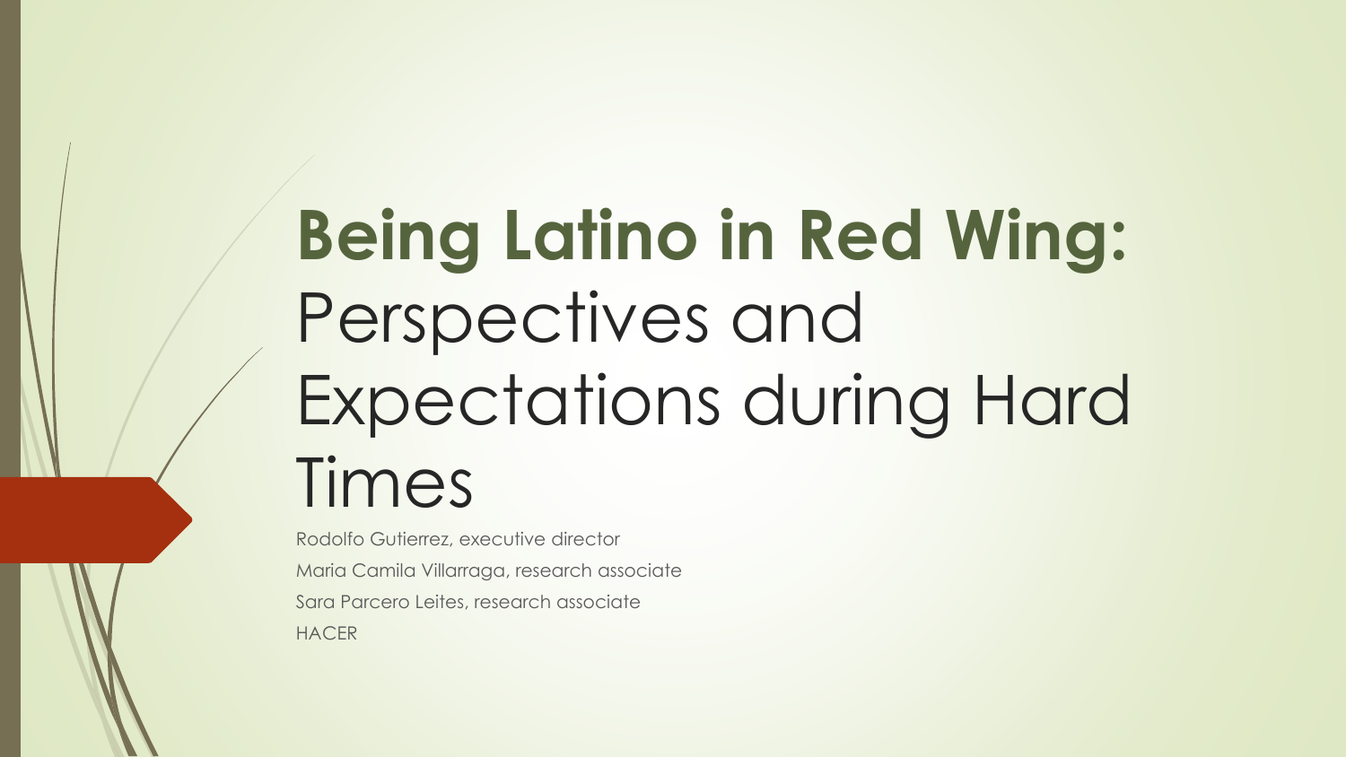# **Being Latino in Red Wing:** Perspectives and Expectations during Hard Times

Rodolfo Gutierrez, executive director

Maria Camila Villarraga, research associate

Sara Parcero Leites, research associate

HACER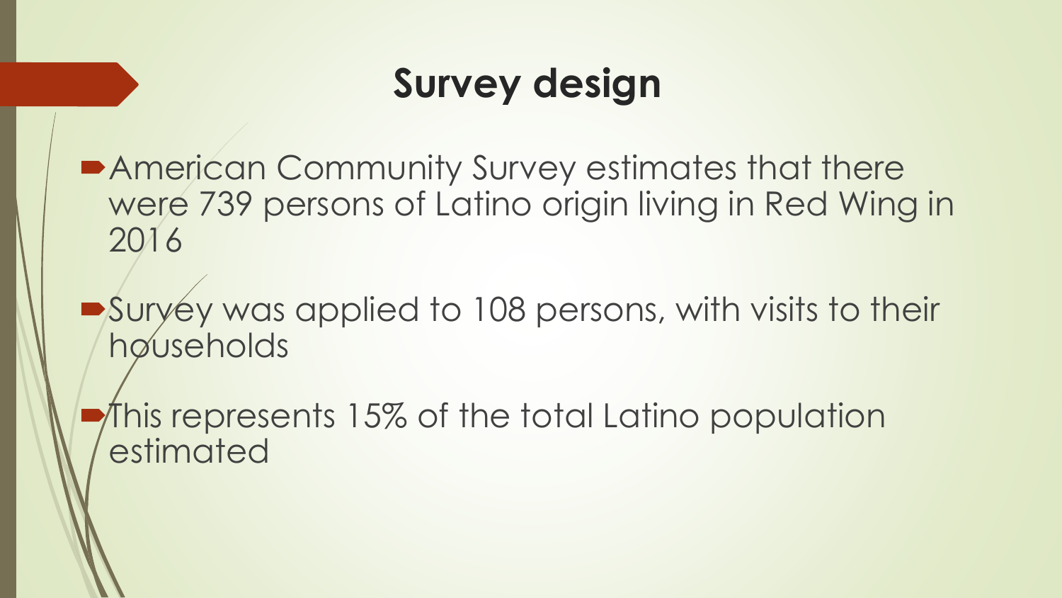# Survey design

- American Community Survey estimates that there were 739 persons of Latino origin living in Red Wing in 2016
- Survey was applied to 108 persons, with visits to their households
- This represents 15% of the total Latino population estimated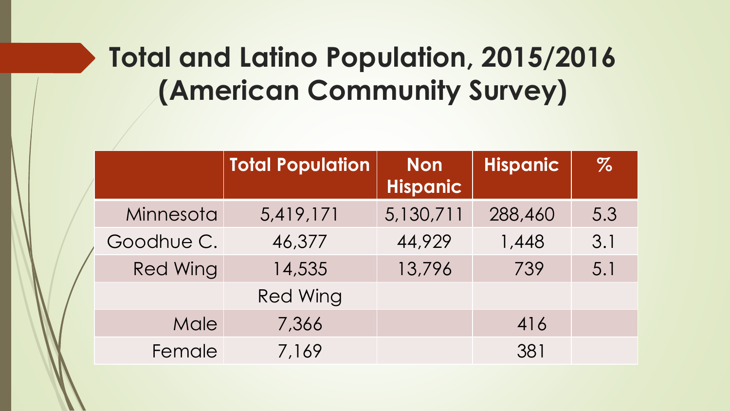# Total and Latino Population, 2015/2016 (American Community Survey)

| | Total Population | Non Hispanic | Hispanic | % |
|---|---|---|---|---|
| Minnesota | 5,419,171 | 5,130,711 | 288,460 | 5.3 |
| Goodhue C. | 46,377 | 44,929 | 1,448 | 3.1 |
| Red Wing | 14,535 | 13,796 | 739 | 5.1 |
| | Red Wing | | | |
| Male | 7,366 | | 416 | |
| Female | 7,169 | | 381 | |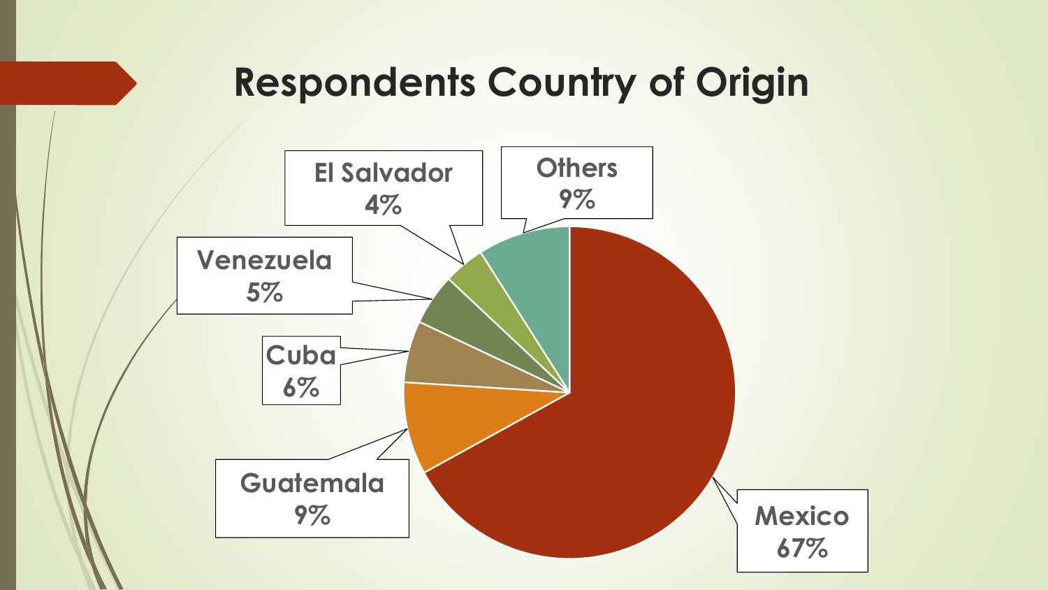# Respondents Country of Origin

| Country | Percentage |
|---|---|
| Mexico | 67% |
| Guatemala | 9% |
| Cuba | 6% |
| Venezuela | 5% |
| El Salvador | 4% |
| Others | 9% |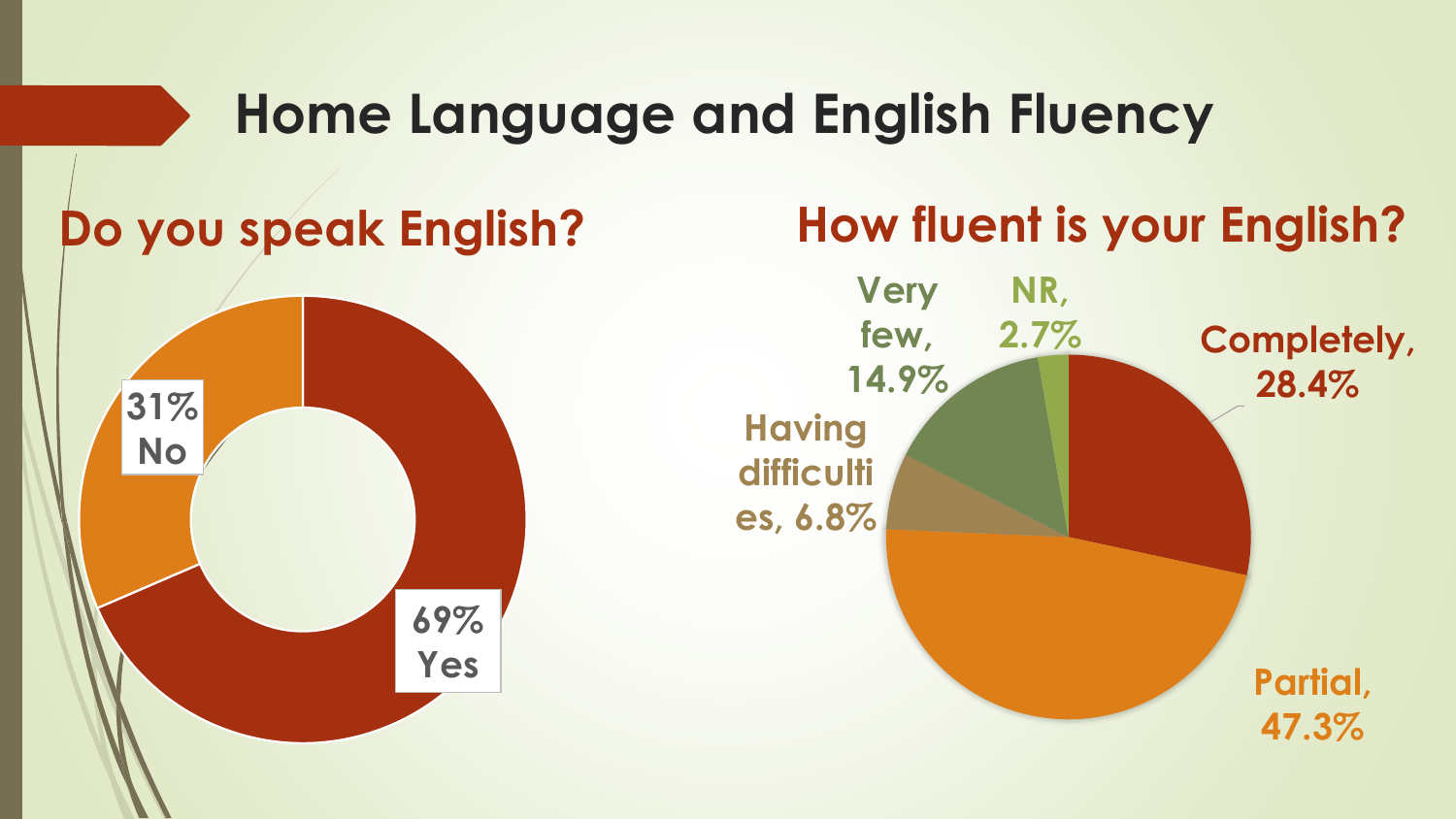# Home Language and English Fluency

## Do you speak English?

- 31% No
- 69% Yes

## How fluent is your English?

- Completely, 28.4%
- Partial, 47.3%
- Having difficulties, 6.8%
- Very few, 14.9%
- NR, 2.7%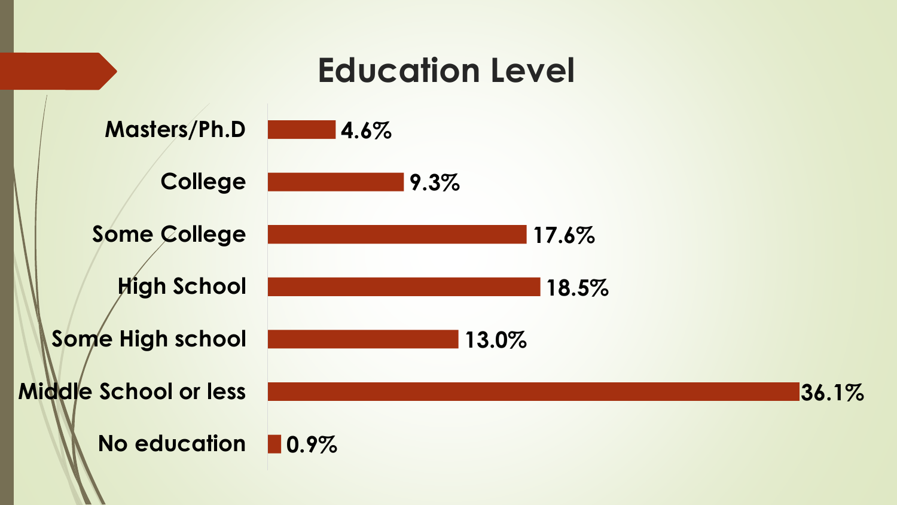# Education Level

| Education Level | Percentage |
| --- | --- |
| Masters/Ph.D | 4.6% |
| College | 9.3% |
| Some College | 17.6% |
| High School | 18.5% |
| Some High school | 13.0% |
| Middle School or less | 36.1% |
| No education | 0.9% |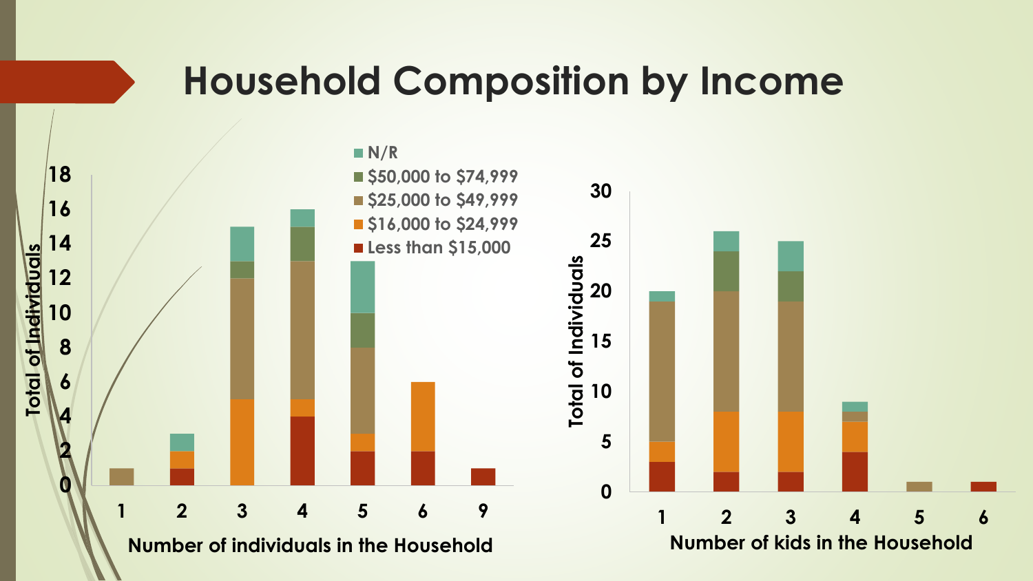# Household Composition by Income

N/R
$50,000 to $74,999
$25,000 to $49,999
$16,000 to $24,999
Less than $15,000

Total of Individuals

Number of individuals in the Household

Number of kids in the Household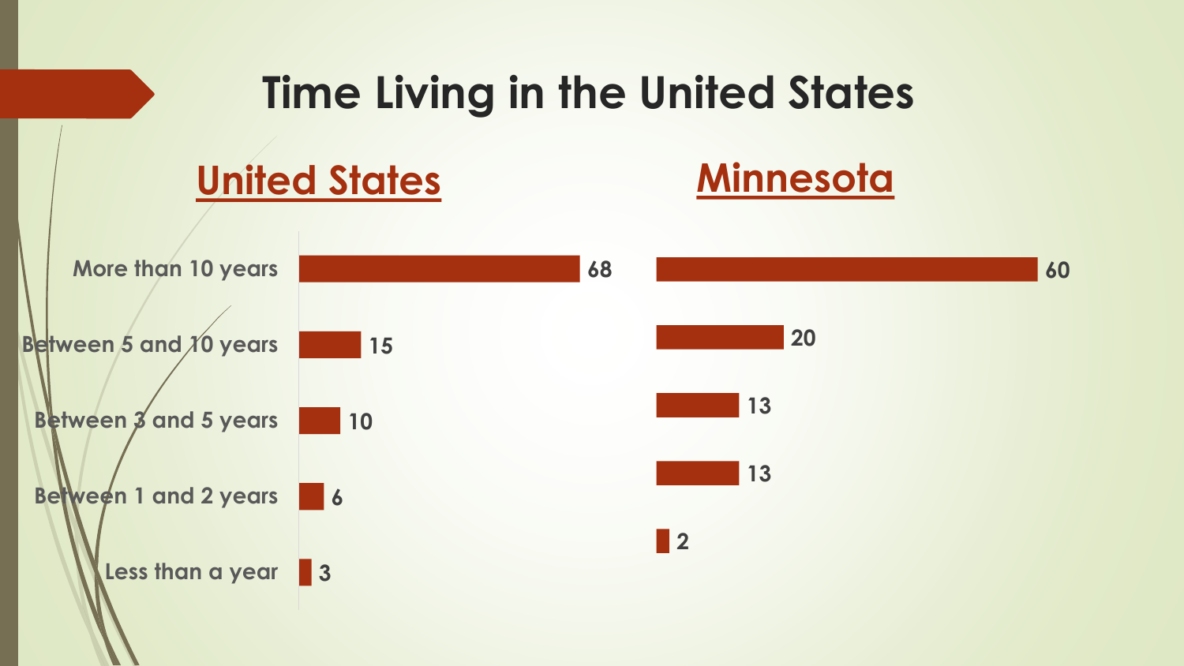# Time Living in the United States

| | United States | Minnesota |
|---|---|---|
| More than 10 years | 68 | 60 |
| Between 5 and 10 years | 15 | 20 |
| Between 3 and 5 years | 10 | 13 |
| Between 1 and 2 years | 6 | 13 |
| Less than a year | 3 | 2 |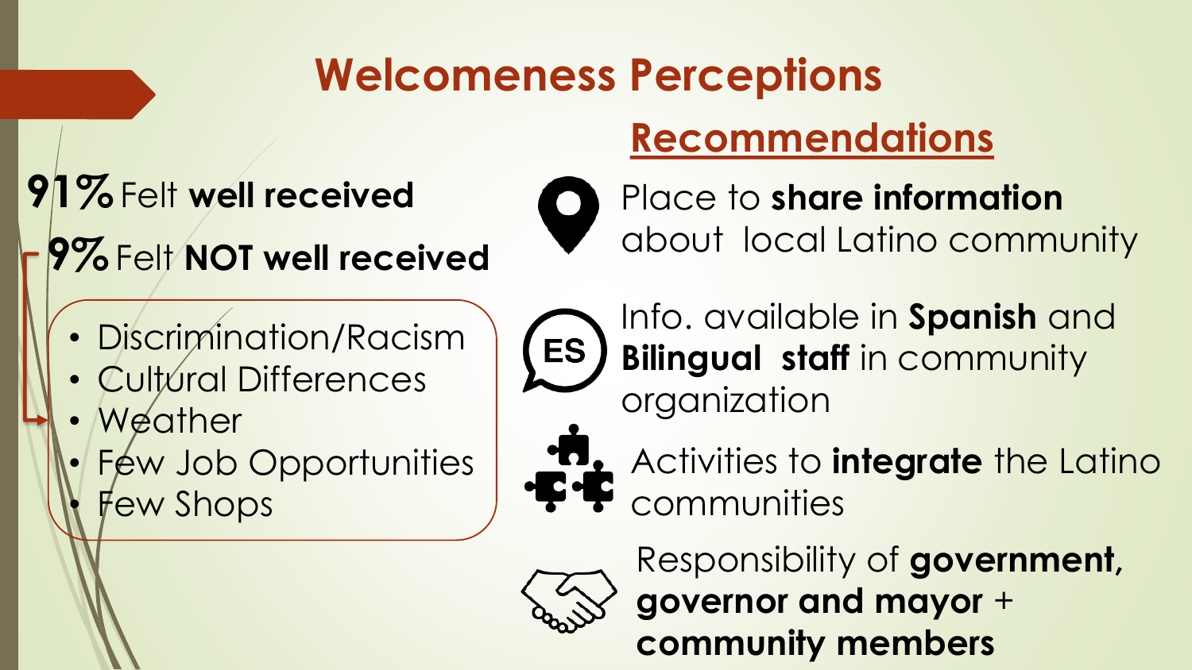# Welcomeness Perceptions

**91%** Felt **well received**

**9%** Felt **NOT well received**

- Discrimination/Racism
- Cultural Differences
- Weather
- Few Job Opportunities
- Few Shops

## Recommendations

- Place to **share information** about local Latino community
- Info. available in **Spanish** and **Bilingual staff** in community organization
- Activities to **integrate** the Latino communities
- Responsibility of **government, governor and mayor** + **community members**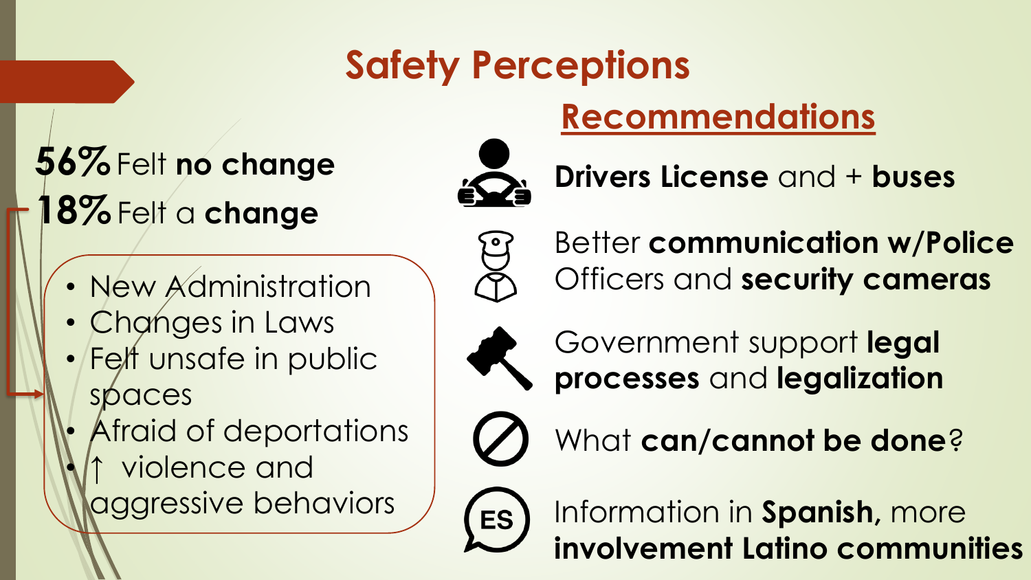# Safety Perceptions

**56%** Felt **no change**

**18%** Felt a **change**

- New Administration
- Changes in Laws
- Felt unsafe in public spaces
- Afraid of deportations
- ↑ violence and aggressive behaviors

## Recommendations

- **Drivers License** and + **buses**
- Better **communication w/Police** Officers and **security cameras**
- Government support **legal processes** and **legalization**
- What **can/cannot be done**?
- Information in **Spanish,** more **involvement Latino communities**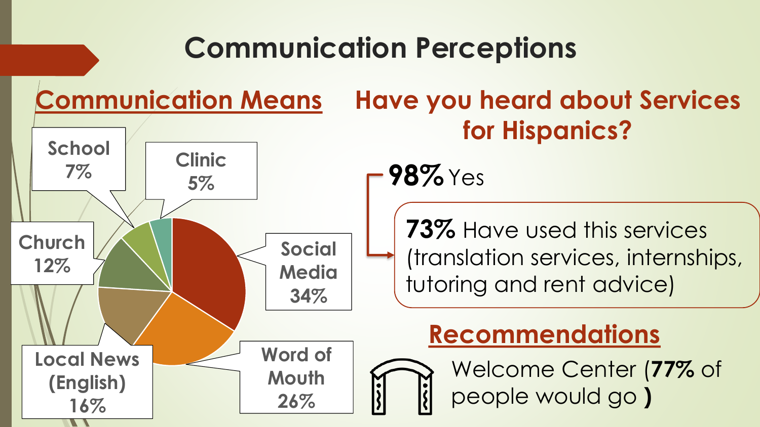# Communication Perceptions

## Communication Means

| Means | Percentage |
| --- | --- |
| Social Media | 34% |
| Word of Mouth | 26% |
| Local News (English) | 16% |
| Church | 12% |
| School | 7% |
| Clinic | 5% |

## Have you heard about Services for Hispanics?

**98%** Yes

**73%** Have used this services (translation services, internships, tutoring and rent advice)

## Recommendations

Welcome Center (**77%** of people would go **)**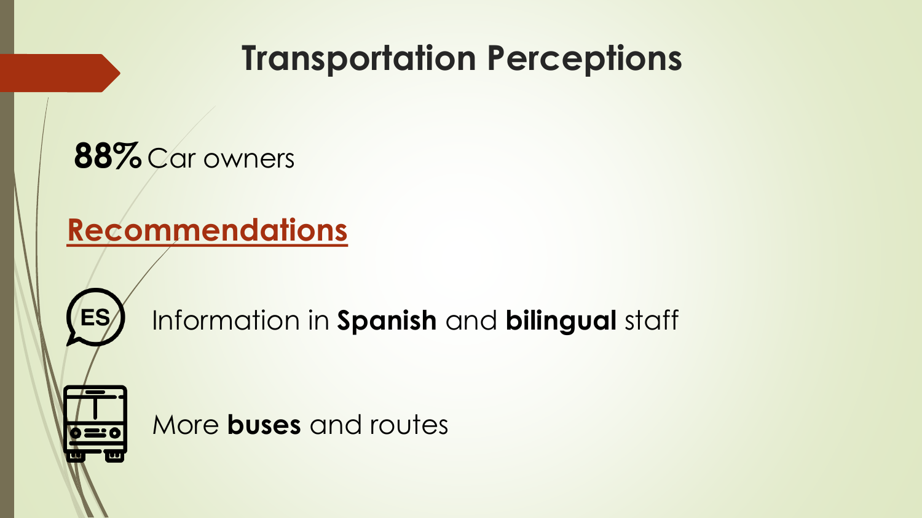# Transportation Perceptions

**88%** Car owners

## Recommendations

- Information in **Spanish** and **bilingual** staff
- More **buses** and routes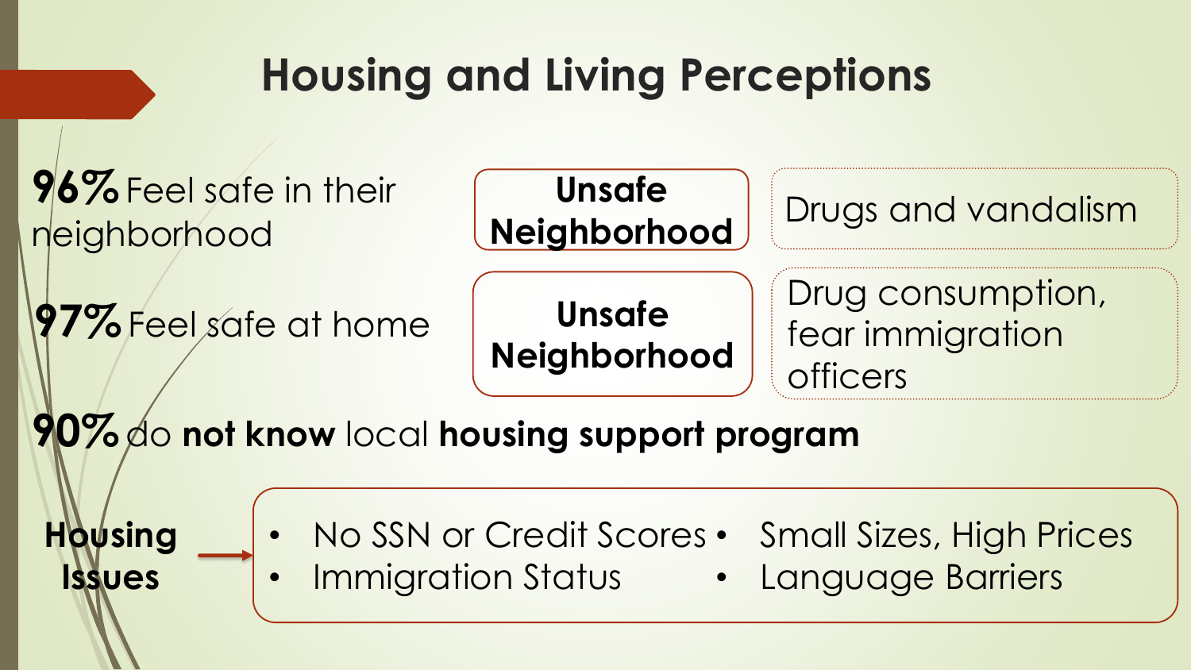# Housing and Living Perceptions

**96%** Feel safe in their neighborhood

**Unsafe Neighborhood**

Drugs and vandalism

**97%** Feel safe at home

**Unsafe Neighborhood**

Drug consumption, fear immigration officers

**90%** do **not know** local **housing support program**

**Housing Issues**

- No SSN or Credit Scores
- Immigration Status
- Small Sizes, High Prices
- Language Barriers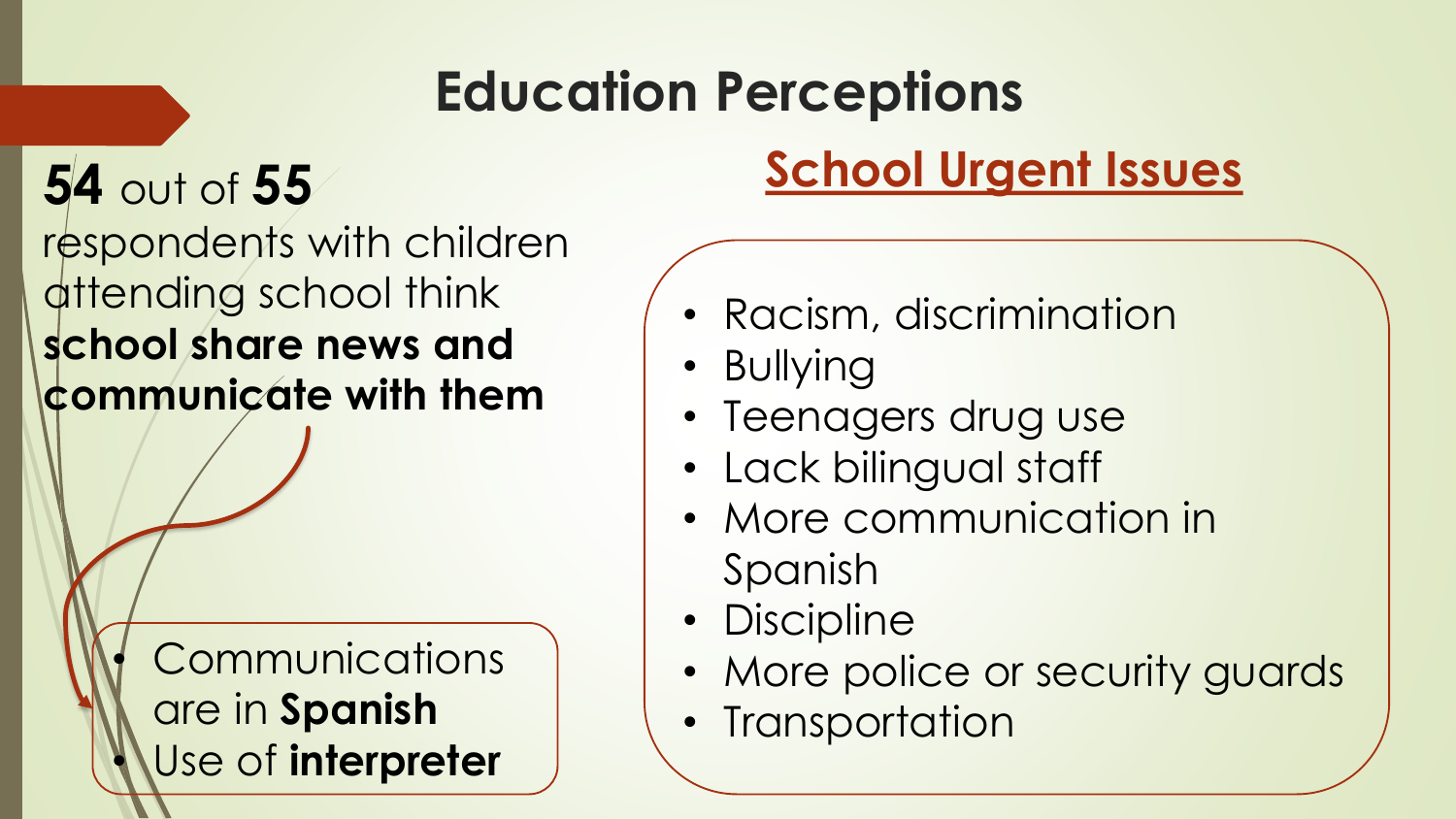# Education Perceptions

**54** out of **55** respondents with children attending school think **school share news and communicate with them**

- Communications are in **Spanish**
- Use of **interpreter**

## School Urgent Issues

- Racism, discrimination
- Bullying
- Teenagers drug use
- Lack bilingual staff
- More communication in Spanish
- Discipline
- More police or security guards
- Transportation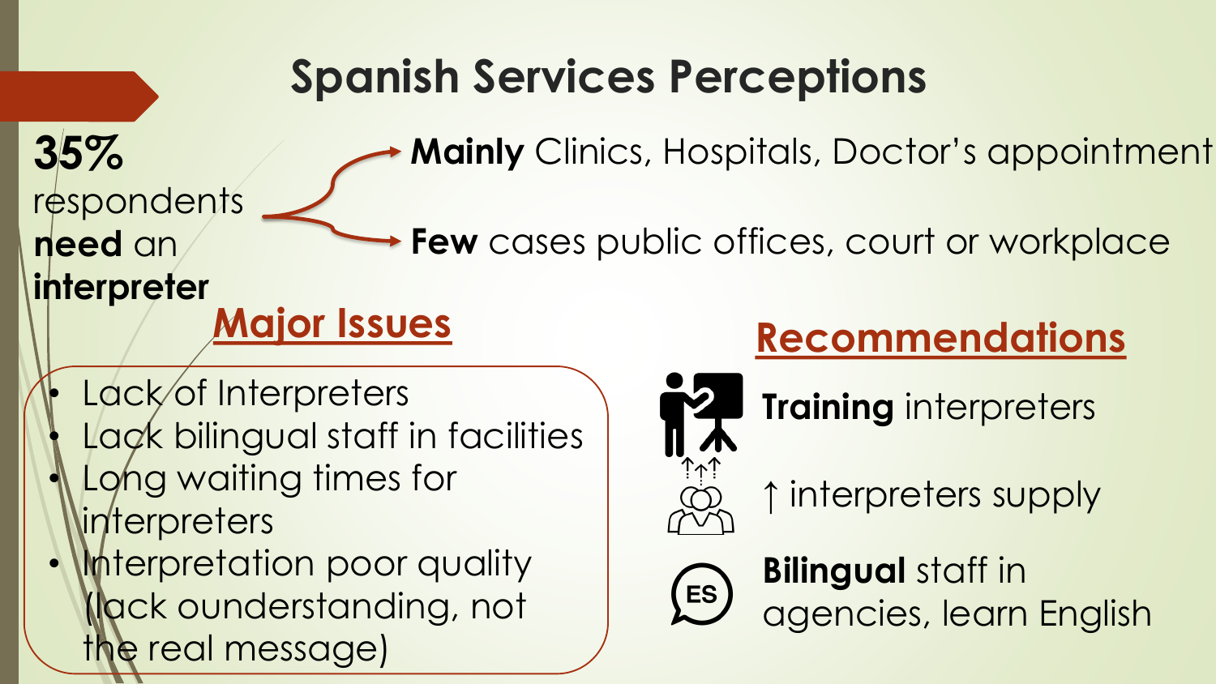# Spanish Services Perceptions

**35%** respondents **need** an **interpreter**

- **Mainly** Clinics, Hospitals, Doctor's appointment
- **Few** cases public offices, court or workplace

## Major Issues

- Lack of Interpreters
- Lack bilingual staff in facilities
- Long waiting times for interpreters
- Interpretation poor quality (lack ounderstanding, not the real message)

## Recommendations

- **Training** interpreters
- ↑ interpreters supply
- **Bilingual** staff in agencies, learn English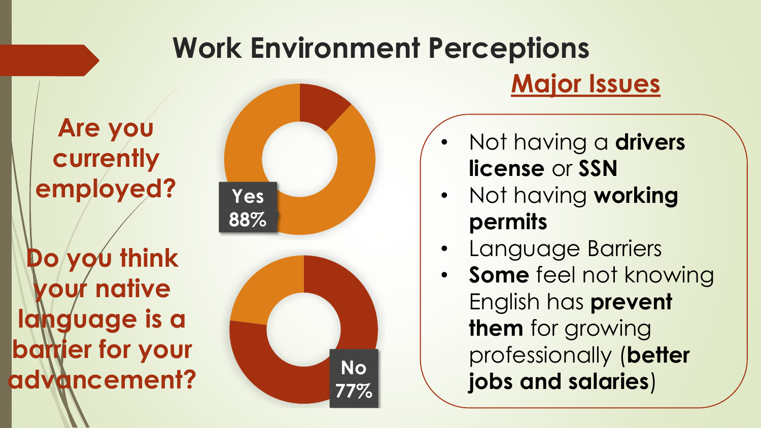# Work Environment Perceptions

**Are you currently employed?**

Yes 88%

**Do you think your native language is a barrier for your advancement?**

No 77%

## Major Issues

- Not having a **drivers license** or **SSN**
- Not having **working permits**
- Language Barriers
- **Some** feel not knowing English has **prevent them** for growing professionally (**better jobs and salaries**)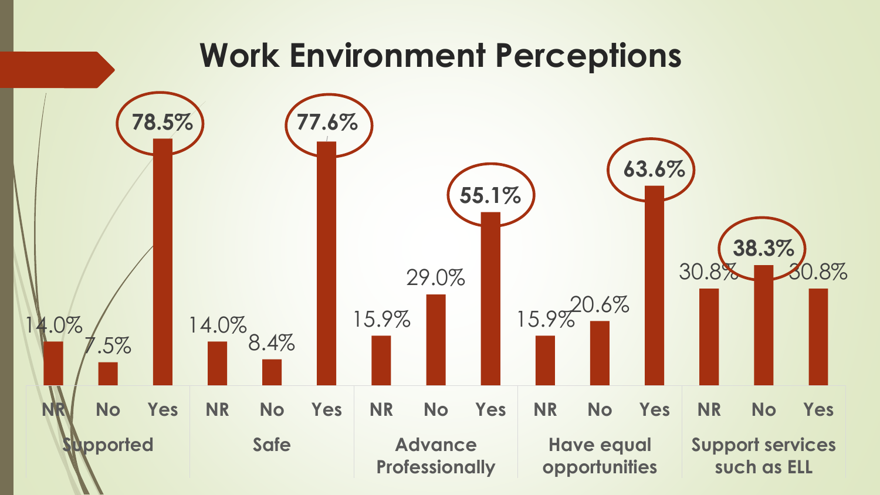# Work Environment Perceptions

| | NR | No | Yes |
|---|---|---|---|
| Supported | 14.0% | 7.5% | **78.5%** |
| Safe | 14.0% | 8.4% | **77.6%** |
| Advance Professionally | 15.9% | 29.0% | **55.1%** |
| Have equal opportunities | 15.9% | 20.6% | **63.6%** |
| Support services such as ELL | 30.8% | **38.3%** | 30.8% |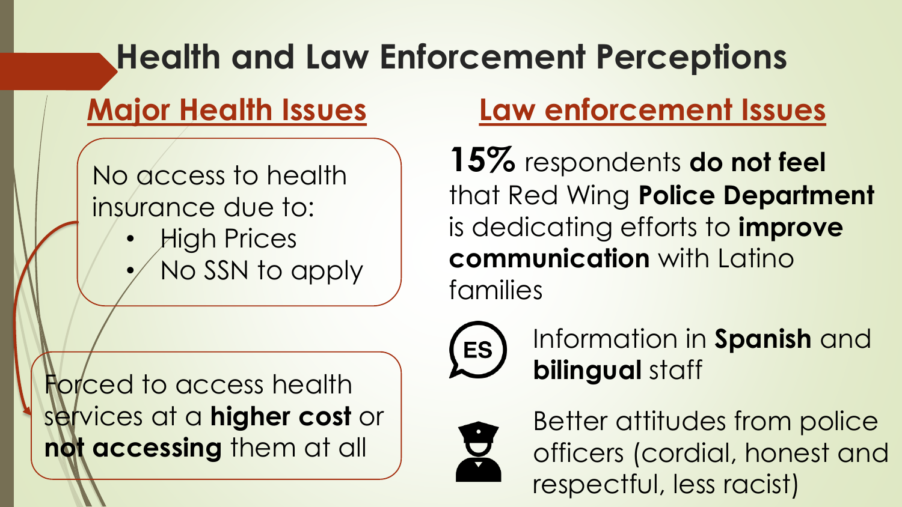# Health and Law Enforcement Perceptions

## Major Health Issues

No access to health insurance due to:

- High Prices
- No SSN to apply

Forced to access health services at a **higher cost** or **not accessing** them at all

## Law enforcement Issues

**15%** respondents **do not feel** that Red Wing **Police Department** is dedicating efforts to **improve communication** with Latino families

ES

Information in **Spanish** and **bilingual** staff

Better attitudes from police officers (cordial, honest and respectful, less racist)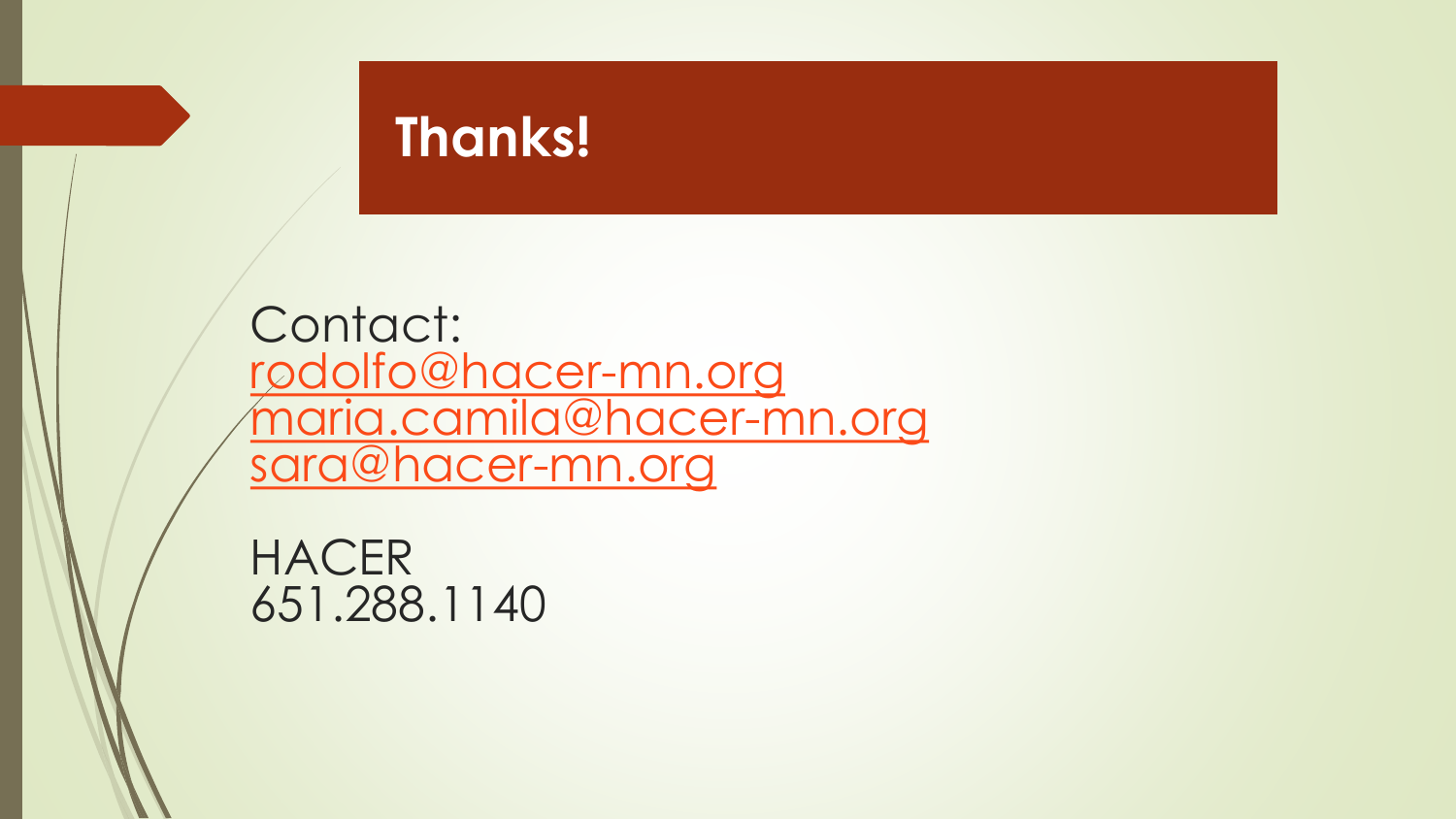# Thanks!

Contact:
rodolfo@hacer-mn.org
maria.camila@hacer-mn.org
sara@hacer-mn.org

HACER
651.288.1140